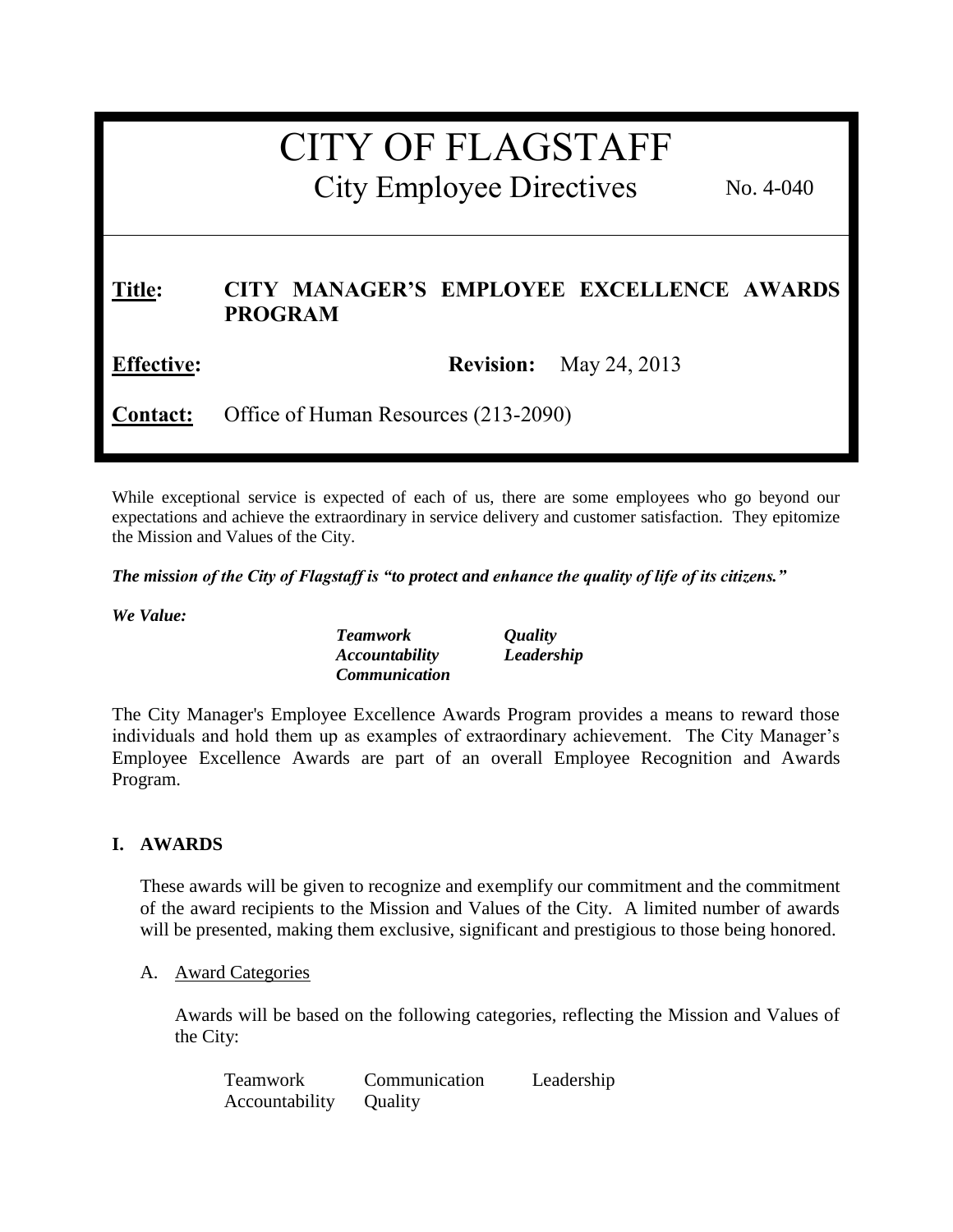# CITY OF FLAGSTAFF

## City Employee Directives

No. 4-040

**Title:** **CITY MANAGER'S EMPLOYEE EXCELLENCE AWARDS PROGRAM**

**Effective:** **Revision:** May 24, 2013

**Contact:** Office of Human Resources (213-2090)

While exceptional service is expected of each of us, there are some employees who go beyond our expectations and achieve the extraordinary in service delivery and customer satisfaction. They epitomize the Mission and Values of the City.

***The mission of the City of Flagstaff is "to protect and enhance the quality of life of its citizens."***

***We Value:***

| | |
|---|---|
| ***Teamwork*** | ***Quality*** |
| ***Accountability*** | ***Leadership*** |
| ***Communication*** | |

The City Manager's Employee Excellence Awards Program provides a means to reward those individuals and hold them up as examples of extraordinary achievement. The City Manager's Employee Excellence Awards are part of an overall Employee Recognition and Awards Program.

## I. AWARDS

These awards will be given to recognize and exemplify our commitment and the commitment of the award recipients to the Mission and Values of the City. A limited number of awards will be presented, making them exclusive, significant and prestigious to those being honored.

### A. Award Categories

Awards will be based on the following categories, reflecting the Mission and Values of the City:

| | | |
|---|---|---|
| Teamwork | Communication | Leadership |
| Accountability | Quality | |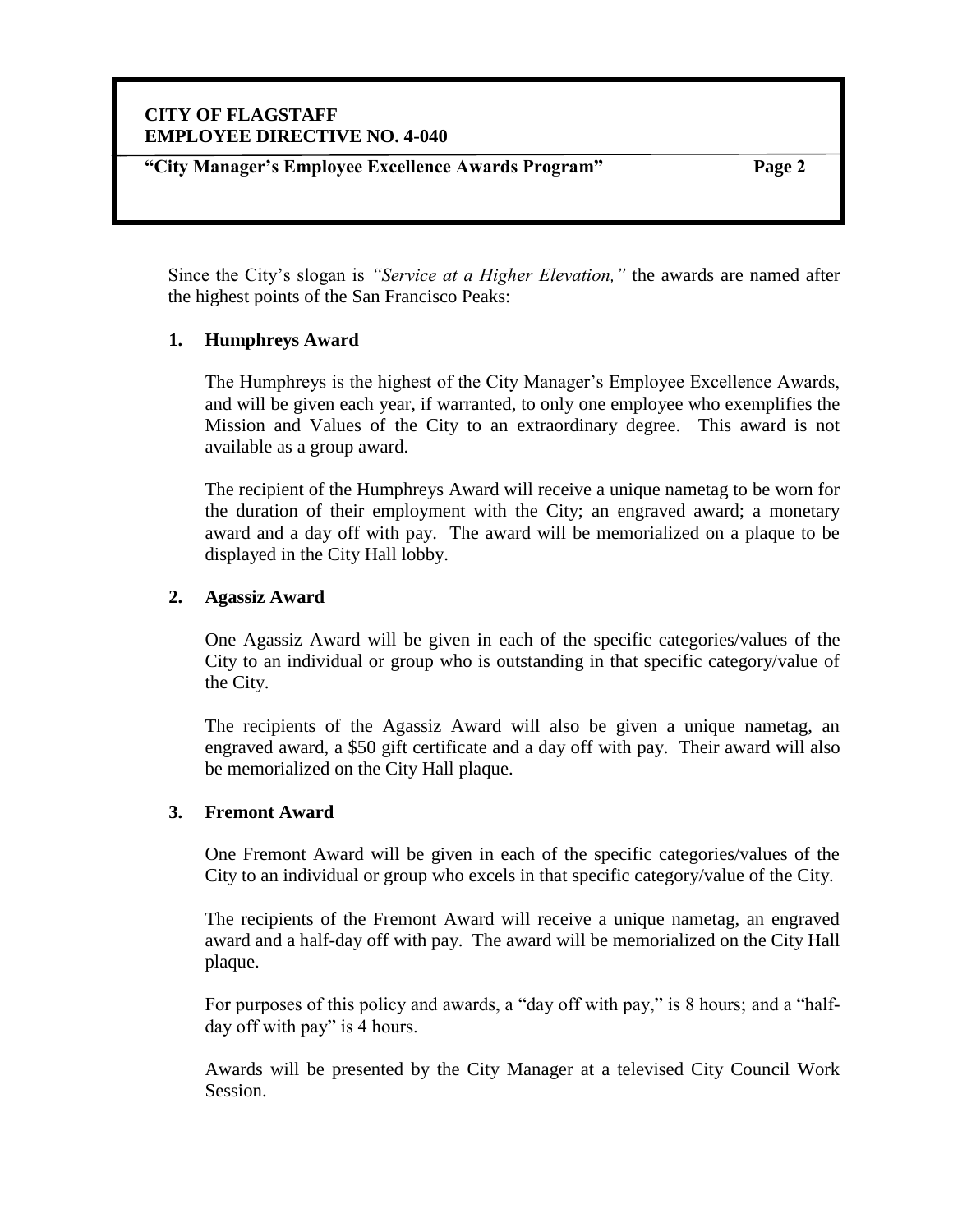Since the City's slogan is *"Service at a Higher Elevation,"* the awards are named after the highest points of the San Francisco Peaks:

1. **Humphreys Award**

   The Humphreys is the highest of the City Manager's Employee Excellence Awards, and will be given each year, if warranted, to only one employee who exemplifies the Mission and Values of the City to an extraordinary degree. This award is not available as a group award.

   The recipient of the Humphreys Award will receive a unique nametag to be worn for the duration of their employment with the City; an engraved award; a monetary award and a day off with pay. The award will be memorialized on a plaque to be displayed in the City Hall lobby.

2. **Agassiz Award**

   One Agassiz Award will be given in each of the specific categories/values of the City to an individual or group who is outstanding in that specific category/value of the City.

   The recipients of the Agassiz Award will also be given a unique nametag, an engraved award, a $50 gift certificate and a day off with pay. Their award will also be memorialized on the City Hall plaque.

3. **Fremont Award**

   One Fremont Award will be given in each of the specific categories/values of the City to an individual or group who excels in that specific category/value of the City.

   The recipients of the Fremont Award will receive a unique nametag, an engraved award and a half-day off with pay. The award will be memorialized on the City Hall plaque.

   For purposes of this policy and awards, a "day off with pay," is 8 hours; and a "half-day off with pay" is 4 hours.

   Awards will be presented by the City Manager at a televised City Council Work Session.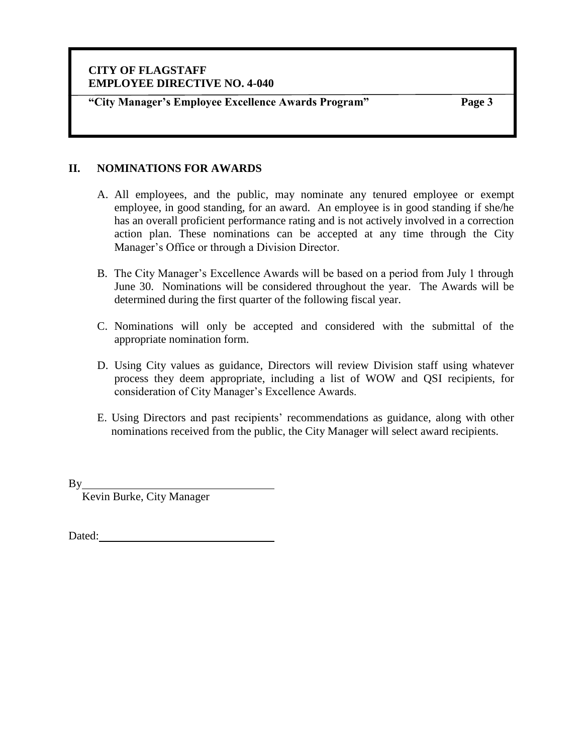## II. NOMINATIONS FOR AWARDS

A. All employees, and the public, may nominate any tenured employee or exempt employee, in good standing, for an award. An employee is in good standing if she/he has an overall proficient performance rating and is not actively involved in a correction action plan. These nominations can be accepted at any time through the City Manager's Office or through a Division Director.

B. The City Manager's Excellence Awards will be based on a period from July 1 through June 30. Nominations will be considered throughout the year. The Awards will be determined during the first quarter of the following fiscal year.

C. Nominations will only be accepted and considered with the submittal of the appropriate nomination form.

D. Using City values as guidance, Directors will review Division staff using whatever process they deem appropriate, including a list of WOW and QSI recipients, for consideration of City Manager's Excellence Awards.

E. Using Directors and past recipients' recommendations as guidance, along with other nominations received from the public, the City Manager will select award recipients.

By ________________________________
Kevin Burke, City Manager

Dated: ______________________________